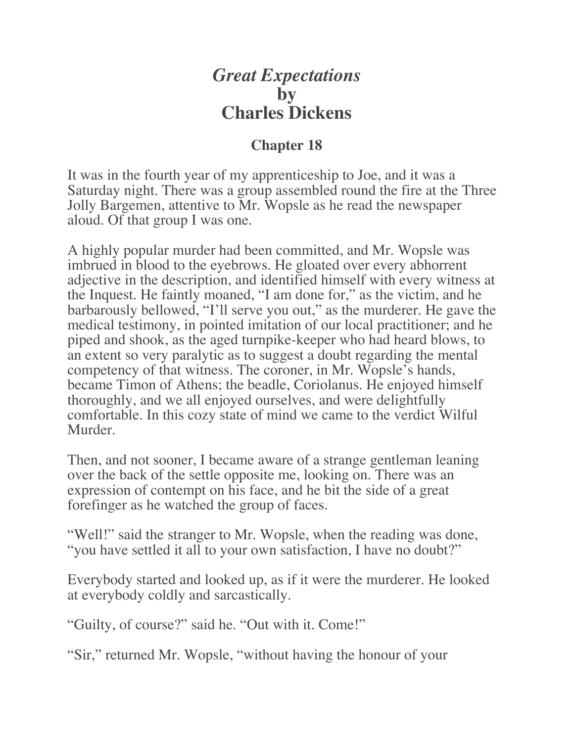# *Great Expectations* by Charles Dickens

## Chapter 18

It was in the fourth year of my apprenticeship to Joe, and it was a Saturday night. There was a group assembled round the fire at the Three Jolly Bargemen, attentive to Mr. Wopsle as he read the newspaper aloud. Of that group I was one.

A highly popular murder had been committed, and Mr. Wopsle was imbrued in blood to the eyebrows. He gloated over every abhorrent adjective in the description, and identified himself with every witness at the Inquest. He faintly moaned, "I am done for," as the victim, and he barbarously bellowed, "I'll serve you out," as the murderer. He gave the medical testimony, in pointed imitation of our local practitioner; and he piped and shook, as the aged turnpike-keeper who had heard blows, to an extent so very paralytic as to suggest a doubt regarding the mental competency of that witness. The coroner, in Mr. Wopsle's hands, became Timon of Athens; the beadle, Coriolanus. He enjoyed himself thoroughly, and we all enjoyed ourselves, and were delightfully comfortable. In this cozy state of mind we came to the verdict Wilful Murder.

Then, and not sooner, I became aware of a strange gentleman leaning over the back of the settle opposite me, looking on. There was an expression of contempt on his face, and he bit the side of a great forefinger as he watched the group of faces.

"Well!" said the stranger to Mr. Wopsle, when the reading was done, "you have settled it all to your own satisfaction, I have no doubt?"

Everybody started and looked up, as if it were the murderer. He looked at everybody coldly and sarcastically.

"Guilty, of course?" said he. "Out with it. Come!"

"Sir," returned Mr. Wopsle, "without having the honour of your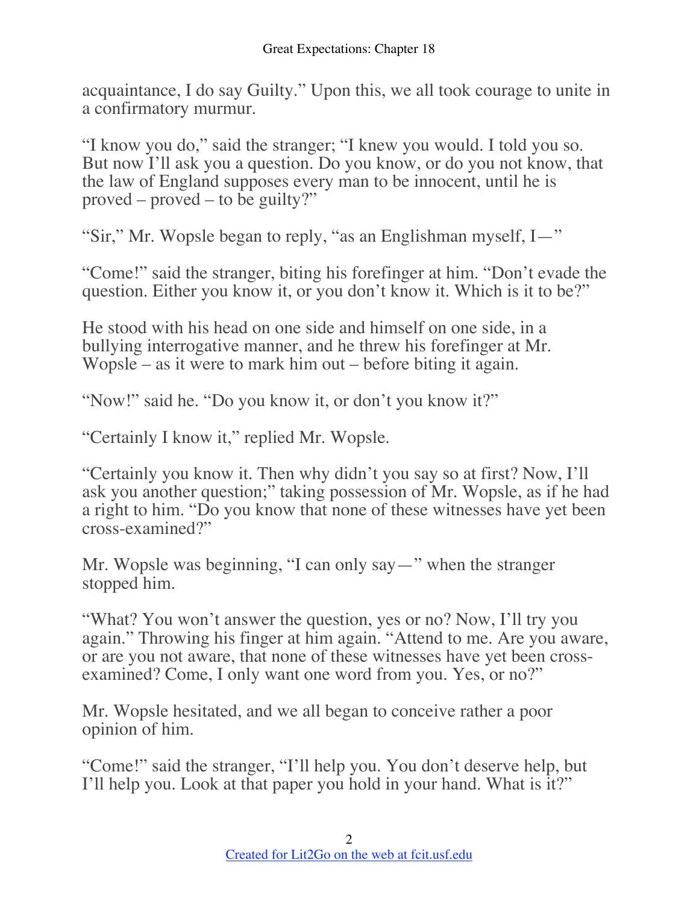acquaintance, I do say Guilty." Upon this, we all took courage to unite in a confirmatory murmur.

"I know you do," said the stranger; "I knew you would. I told you so. But now I'll ask you a question. Do you know, or do you not know, that the law of England supposes every man to be innocent, until he is proved – proved – to be guilty?"

"Sir," Mr. Wopsle began to reply, "as an Englishman myself, I—"

"Come!" said the stranger, biting his forefinger at him. "Don't evade the question. Either you know it, or you don't know it. Which is it to be?"

He stood with his head on one side and himself on one side, in a bullying interrogative manner, and he threw his forefinger at Mr. Wopsle – as it were to mark him out – before biting it again.

"Now!" said he. "Do you know it, or don't you know it?"

"Certainly I know it," replied Mr. Wopsle.

"Certainly you know it. Then why didn't you say so at first? Now, I'll ask you another question;" taking possession of Mr. Wopsle, as if he had a right to him. "Do you know that none of these witnesses have yet been cross-examined?"

Mr. Wopsle was beginning, "I can only say—" when the stranger stopped him.

"What? You won't answer the question, yes or no? Now, I'll try you again." Throwing his finger at him again. "Attend to me. Are you aware, or are you not aware, that none of these witnesses have yet been cross-examined? Come, I only want one word from you. Yes, or no?"

Mr. Wopsle hesitated, and we all began to conceive rather a poor opinion of him.

"Come!" said the stranger, "I'll help you. You don't deserve help, but I'll help you. Look at that paper you hold in your hand. What is it?"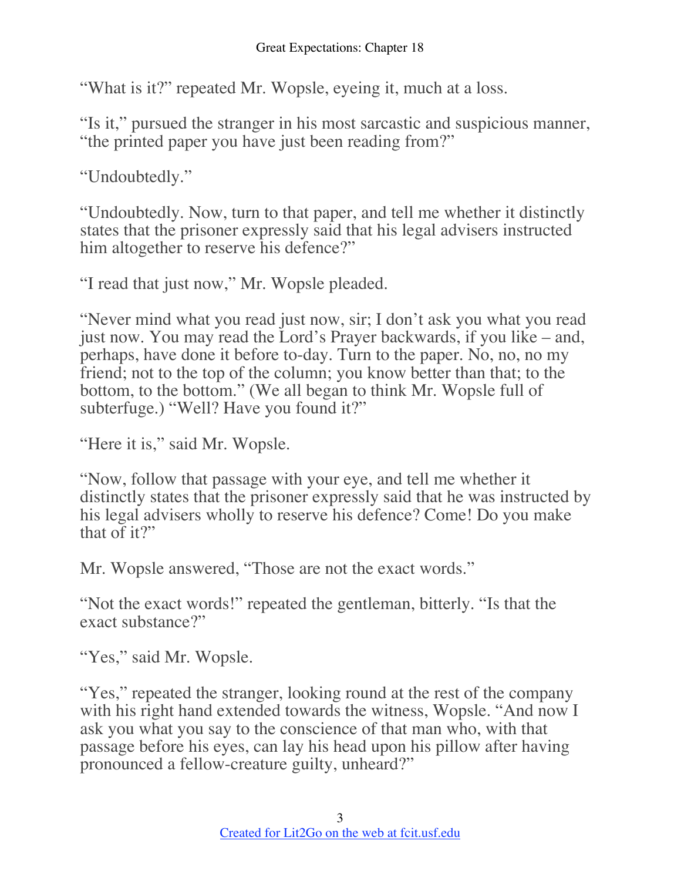"What is it?" repeated Mr. Wopsle, eyeing it, much at a loss.

"Is it," pursued the stranger in his most sarcastic and suspicious manner, "the printed paper you have just been reading from?"

"Undoubtedly."

"Undoubtedly. Now, turn to that paper, and tell me whether it distinctly states that the prisoner expressly said that his legal advisers instructed him altogether to reserve his defence?"

"I read that just now," Mr. Wopsle pleaded.

"Never mind what you read just now, sir; I don't ask you what you read just now. You may read the Lord's Prayer backwards, if you like – and, perhaps, have done it before to-day. Turn to the paper. No, no, no my friend; not to the top of the column; you know better than that; to the bottom, to the bottom." (We all began to think Mr. Wopsle full of subterfuge.) "Well? Have you found it?"

"Here it is," said Mr. Wopsle.

"Now, follow that passage with your eye, and tell me whether it distinctly states that the prisoner expressly said that he was instructed by his legal advisers wholly to reserve his defence? Come! Do you make that of it?"

Mr. Wopsle answered, "Those are not the exact words."

"Not the exact words!" repeated the gentleman, bitterly. "Is that the exact substance?"

"Yes," said Mr. Wopsle.

"Yes," repeated the stranger, looking round at the rest of the company with his right hand extended towards the witness, Wopsle. "And now I ask you what you say to the conscience of that man who, with that passage before his eyes, can lay his head upon his pillow after having pronounced a fellow-creature guilty, unheard?"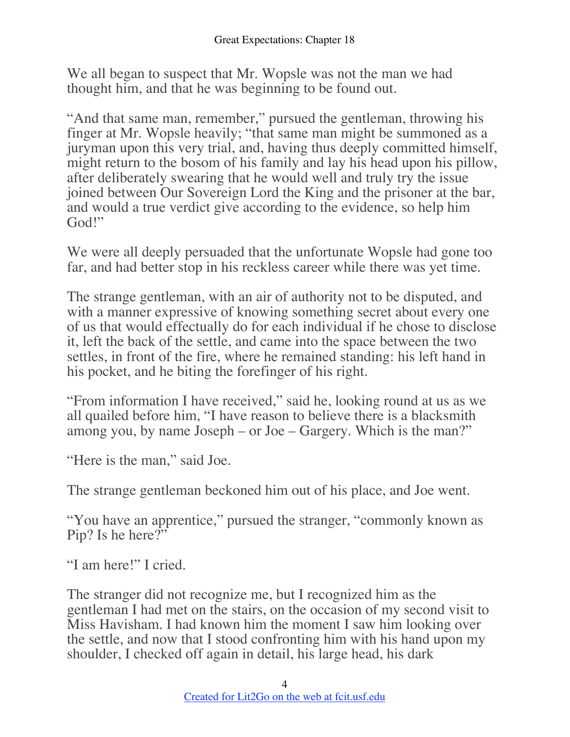We all began to suspect that Mr. Wopsle was not the man we had thought him, and that he was beginning to be found out.

"And that same man, remember," pursued the gentleman, throwing his finger at Mr. Wopsle heavily; "that same man might be summoned as a juryman upon this very trial, and, having thus deeply committed himself, might return to the bosom of his family and lay his head upon his pillow, after deliberately swearing that he would well and truly try the issue joined between Our Sovereign Lord the King and the prisoner at the bar, and would a true verdict give according to the evidence, so help him God!"

We were all deeply persuaded that the unfortunate Wopsle had gone too far, and had better stop in his reckless career while there was yet time.

The strange gentleman, with an air of authority not to be disputed, and with a manner expressive of knowing something secret about every one of us that would effectually do for each individual if he chose to disclose it, left the back of the settle, and came into the space between the two settles, in front of the fire, where he remained standing: his left hand in his pocket, and he biting the forefinger of his right.

"From information I have received," said he, looking round at us as we all quailed before him, "I have reason to believe there is a blacksmith among you, by name Joseph – or Joe – Gargery. Which is the man?"

"Here is the man," said Joe.

The strange gentleman beckoned him out of his place, and Joe went.

"You have an apprentice," pursued the stranger, "commonly known as Pip? Is he here?"

"I am here!" I cried.

The stranger did not recognize me, but I recognized him as the gentleman I had met on the stairs, on the occasion of my second visit to Miss Havisham. I had known him the moment I saw him looking over the settle, and now that I stood confronting him with his hand upon my shoulder, I checked off again in detail, his large head, his dark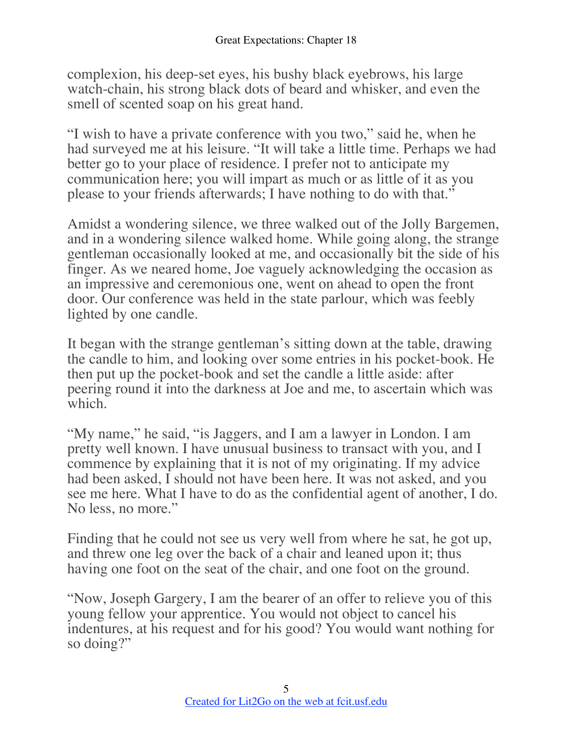complexion, his deep-set eyes, his bushy black eyebrows, his large watch-chain, his strong black dots of beard and whisker, and even the smell of scented soap on his great hand.

"I wish to have a private conference with you two," said he, when he had surveyed me at his leisure. "It will take a little time. Perhaps we had better go to your place of residence. I prefer not to anticipate my communication here; you will impart as much or as little of it as you please to your friends afterwards; I have nothing to do with that."

Amidst a wondering silence, we three walked out of the Jolly Bargemen, and in a wondering silence walked home. While going along, the strange gentleman occasionally looked at me, and occasionally bit the side of his finger. As we neared home, Joe vaguely acknowledging the occasion as an impressive and ceremonious one, went on ahead to open the front door. Our conference was held in the state parlour, which was feebly lighted by one candle.

It began with the strange gentleman's sitting down at the table, drawing the candle to him, and looking over some entries in his pocket-book. He then put up the pocket-book and set the candle a little aside: after peering round it into the darkness at Joe and me, to ascertain which was which.

"My name," he said, "is Jaggers, and I am a lawyer in London. I am pretty well known. I have unusual business to transact with you, and I commence by explaining that it is not of my originating. If my advice had been asked, I should not have been here. It was not asked, and you see me here. What I have to do as the confidential agent of another, I do. No less, no more."

Finding that he could not see us very well from where he sat, he got up, and threw one leg over the back of a chair and leaned upon it; thus having one foot on the seat of the chair, and one foot on the ground.

"Now, Joseph Gargery, I am the bearer of an offer to relieve you of this young fellow your apprentice. You would not object to cancel his indentures, at his request and for his good? You would want nothing for so doing?"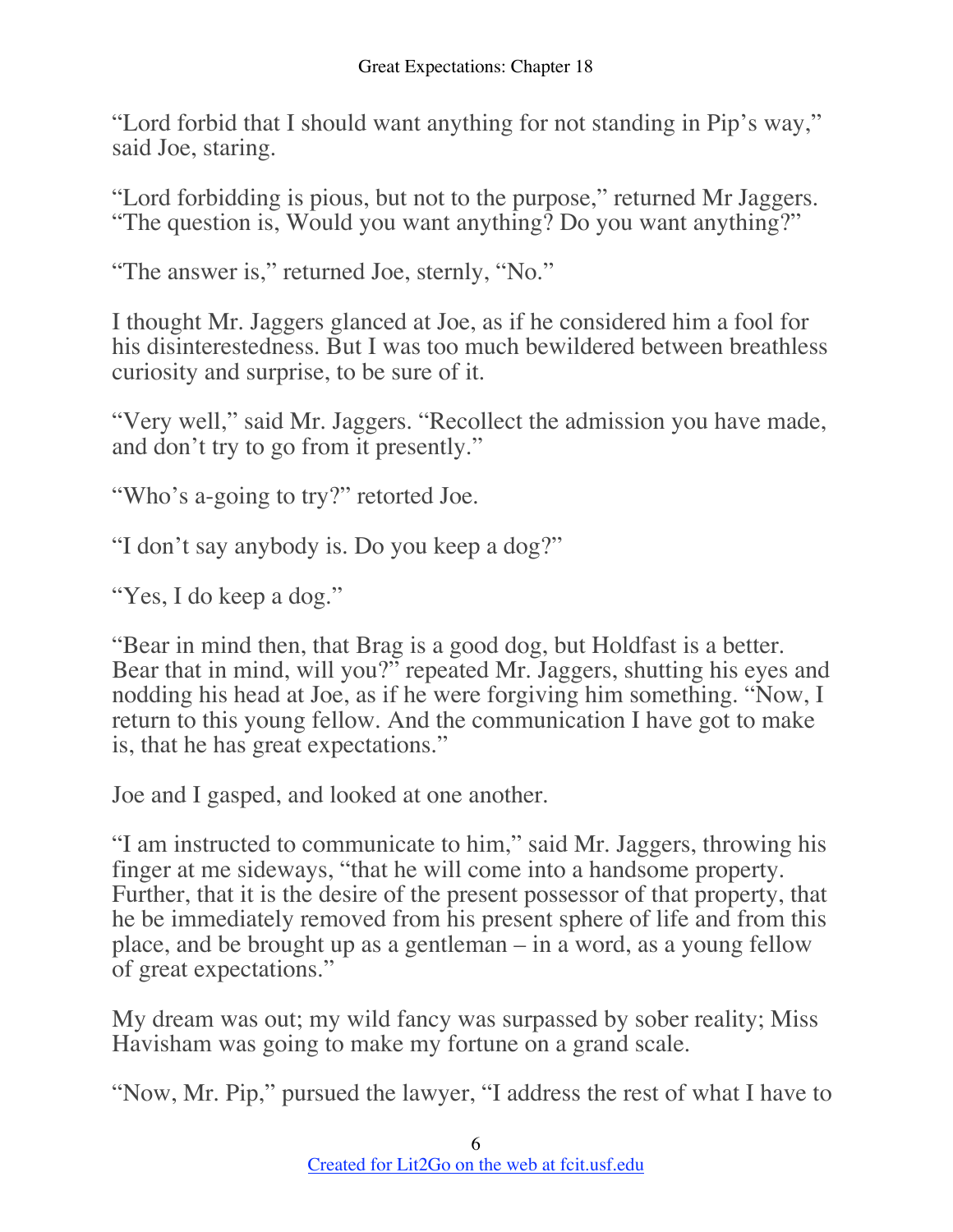"Lord forbid that I should want anything for not standing in Pip's way," said Joe, staring.

"Lord forbidding is pious, but not to the purpose," returned Mr Jaggers. "The question is, Would you want anything? Do you want anything?"

"The answer is," returned Joe, sternly, "No."

I thought Mr. Jaggers glanced at Joe, as if he considered him a fool for his disinterestedness. But I was too much bewildered between breathless curiosity and surprise, to be sure of it.

"Very well," said Mr. Jaggers. "Recollect the admission you have made, and don't try to go from it presently."

"Who's a-going to try?" retorted Joe.

"I don't say anybody is. Do you keep a dog?"

"Yes, I do keep a dog."

"Bear in mind then, that Brag is a good dog, but Holdfast is a better. Bear that in mind, will you?" repeated Mr. Jaggers, shutting his eyes and nodding his head at Joe, as if he were forgiving him something. "Now, I return to this young fellow. And the communication I have got to make is, that he has great expectations."

Joe and I gasped, and looked at one another.

"I am instructed to communicate to him," said Mr. Jaggers, throwing his finger at me sideways, "that he will come into a handsome property. Further, that it is the desire of the present possessor of that property, that he be immediately removed from his present sphere of life and from this place, and be brought up as a gentleman – in a word, as a young fellow of great expectations."

My dream was out; my wild fancy was surpassed by sober reality; Miss Havisham was going to make my fortune on a grand scale.

"Now, Mr. Pip," pursued the lawyer, "I address the rest of what I have to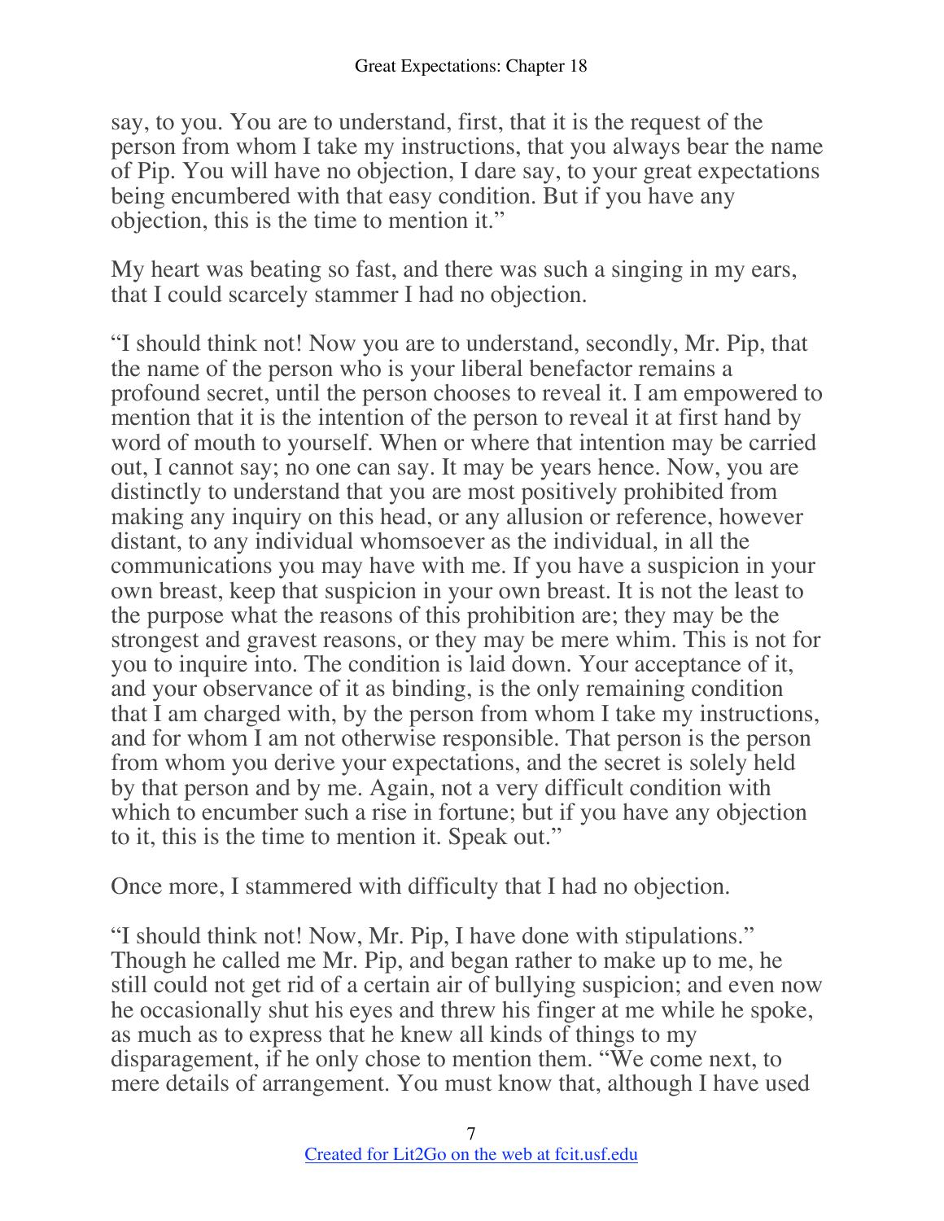say, to you. You are to understand, first, that it is the request of the person from whom I take my instructions, that you always bear the name of Pip. You will have no objection, I dare say, to your great expectations being encumbered with that easy condition. But if you have any objection, this is the time to mention it."

My heart was beating so fast, and there was such a singing in my ears, that I could scarcely stammer I had no objection.

"I should think not! Now you are to understand, secondly, Mr. Pip, that the name of the person who is your liberal benefactor remains a profound secret, until the person chooses to reveal it. I am empowered to mention that it is the intention of the person to reveal it at first hand by word of mouth to yourself. When or where that intention may be carried out, I cannot say; no one can say. It may be years hence. Now, you are distinctly to understand that you are most positively prohibited from making any inquiry on this head, or any allusion or reference, however distant, to any individual whomsoever as the individual, in all the communications you may have with me. If you have a suspicion in your own breast, keep that suspicion in your own breast. It is not the least to the purpose what the reasons of this prohibition are; they may be the strongest and gravest reasons, or they may be mere whim. This is not for you to inquire into. The condition is laid down. Your acceptance of it, and your observance of it as binding, is the only remaining condition that I am charged with, by the person from whom I take my instructions, and for whom I am not otherwise responsible. That person is the person from whom you derive your expectations, and the secret is solely held by that person and by me. Again, not a very difficult condition with which to encumber such a rise in fortune; but if you have any objection to it, this is the time to mention it. Speak out."

Once more, I stammered with difficulty that I had no objection.

"I should think not! Now, Mr. Pip, I have done with stipulations." Though he called me Mr. Pip, and began rather to make up to me, he still could not get rid of a certain air of bullying suspicion; and even now he occasionally shut his eyes and threw his finger at me while he spoke, as much as to express that he knew all kinds of things to my disparagement, if he only chose to mention them. "We come next, to mere details of arrangement. You must know that, although I have used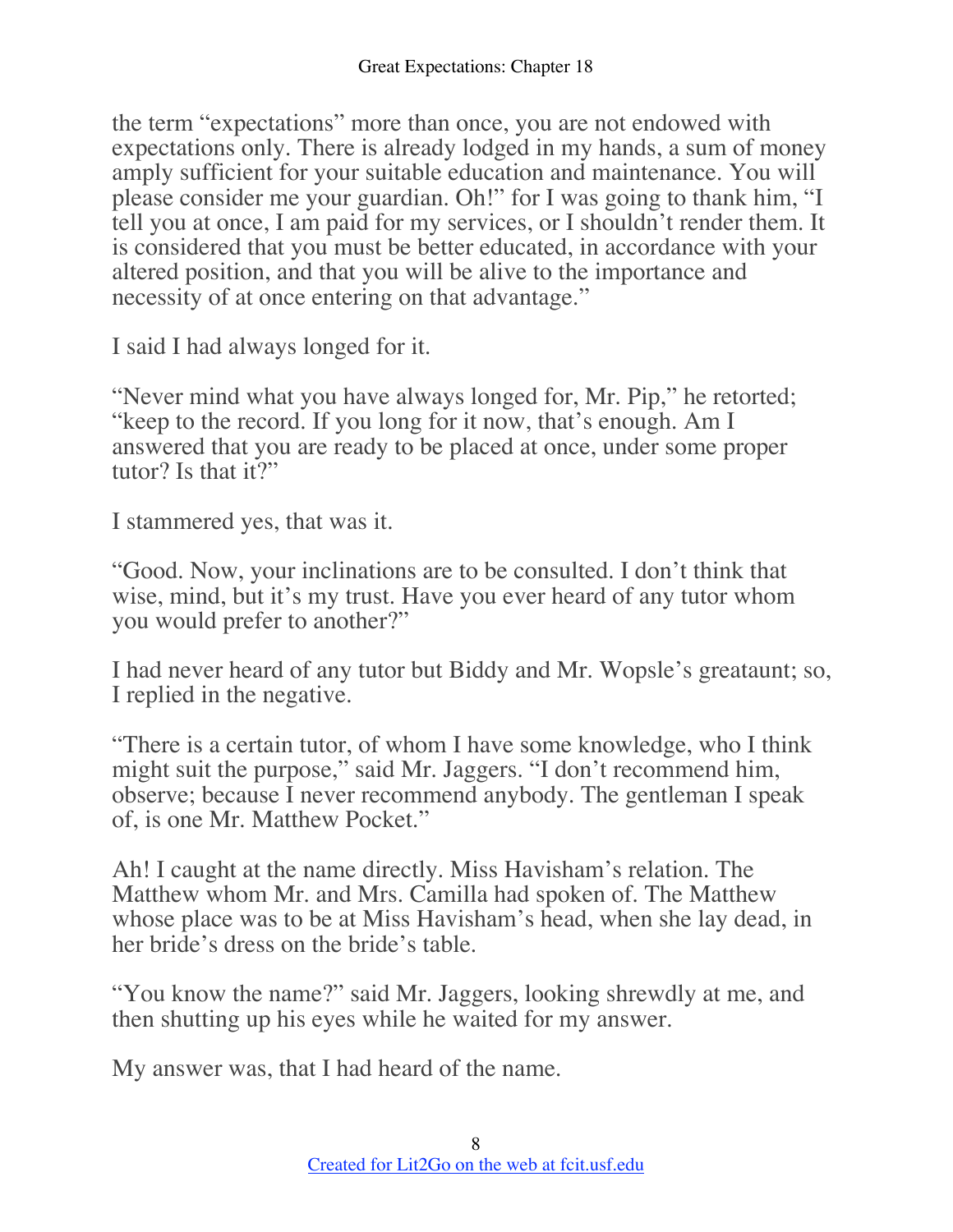the term "expectations" more than once, you are not endowed with expectations only. There is already lodged in my hands, a sum of money amply sufficient for your suitable education and maintenance. You will please consider me your guardian. Oh!" for I was going to thank him, "I tell you at once, I am paid for my services, or I shouldn't render them. It is considered that you must be better educated, in accordance with your altered position, and that you will be alive to the importance and necessity of at once entering on that advantage."

I said I had always longed for it.

"Never mind what you have always longed for, Mr. Pip," he retorted; "keep to the record. If you long for it now, that's enough. Am I answered that you are ready to be placed at once, under some proper tutor? Is that it?"

I stammered yes, that was it.

"Good. Now, your inclinations are to be consulted. I don't think that wise, mind, but it's my trust. Have you ever heard of any tutor whom you would prefer to another?"

I had never heard of any tutor but Biddy and Mr. Wopsle's greataunt; so, I replied in the negative.

"There is a certain tutor, of whom I have some knowledge, who I think might suit the purpose," said Mr. Jaggers. "I don't recommend him, observe; because I never recommend anybody. The gentleman I speak of, is one Mr. Matthew Pocket."

Ah! I caught at the name directly. Miss Havisham's relation. The Matthew whom Mr. and Mrs. Camilla had spoken of. The Matthew whose place was to be at Miss Havisham's head, when she lay dead, in her bride's dress on the bride's table.

"You know the name?" said Mr. Jaggers, looking shrewdly at me, and then shutting up his eyes while he waited for my answer.

My answer was, that I had heard of the name.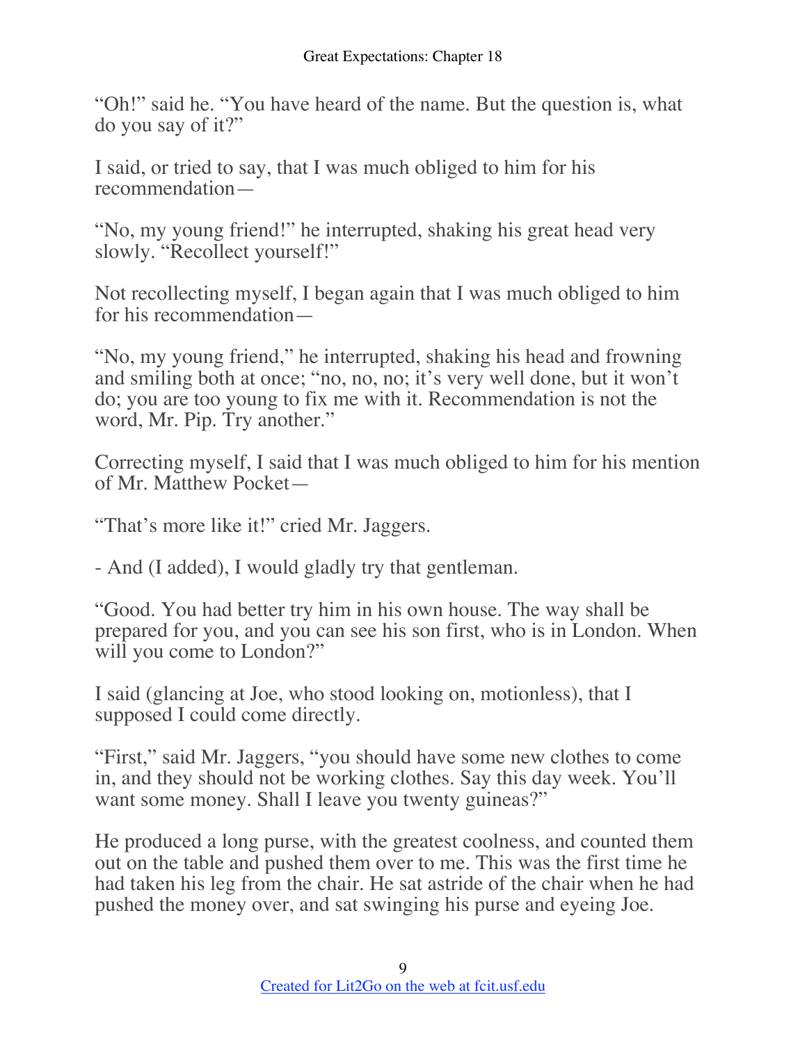“Oh!” said he. “You have heard of the name. But the question is, what do you say of it?”

I said, or tried to say, that I was much obliged to him for his recommendation—

“No, my young friend!” he interrupted, shaking his great head very slowly. “Recollect yourself!”

Not recollecting myself, I began again that I was much obliged to him for his recommendation—

“No, my young friend,” he interrupted, shaking his head and frowning and smiling both at once; “no, no, no; it’s very well done, but it won’t do; you are too young to fix me with it. Recommendation is not the word, Mr. Pip. Try another.”

Correcting myself, I said that I was much obliged to him for his mention of Mr. Matthew Pocket—

“That’s more like it!” cried Mr. Jaggers.

- And (I added), I would gladly try that gentleman.

“Good. You had better try him in his own house. The way shall be prepared for you, and you can see his son first, who is in London. When will you come to London?”

I said (glancing at Joe, who stood looking on, motionless), that I supposed I could come directly.

“First,” said Mr. Jaggers, “you should have some new clothes to come in, and they should not be working clothes. Say this day week. You’ll want some money. Shall I leave you twenty guineas?”

He produced a long purse, with the greatest coolness, and counted them out on the table and pushed them over to me. This was the first time he had taken his leg from the chair. He sat astride of the chair when he had pushed the money over, and sat swinging his purse and eyeing Joe.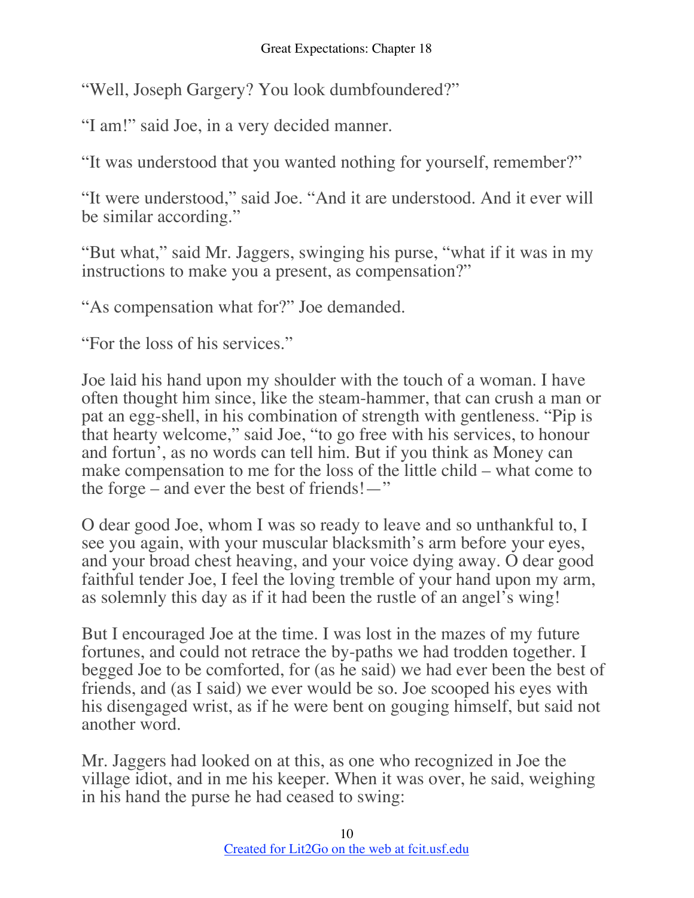“Well, Joseph Gargery? You look dumbfoundered?”

“I am!” said Joe, in a very decided manner.

“It was understood that you wanted nothing for yourself, remember?”

“It were understood,” said Joe. “And it are understood. And it ever will be similar according.”

“But what,” said Mr. Jaggers, swinging his purse, “what if it was in my instructions to make you a present, as compensation?”

“As compensation what for?” Joe demanded.

“For the loss of his services.”

Joe laid his hand upon my shoulder with the touch of a woman. I have often thought him since, like the steam-hammer, that can crush a man or pat an egg-shell, in his combination of strength with gentleness. “Pip is that hearty welcome,” said Joe, “to go free with his services, to honour and fortun’, as no words can tell him. But if you think as Money can make compensation to me for the loss of the little child – what come to the forge – and ever the best of friends! —”

O dear good Joe, whom I was so ready to leave and so unthankful to, I see you again, with your muscular blacksmith’s arm before your eyes, and your broad chest heaving, and your voice dying away. O dear good faithful tender Joe, I feel the loving tremble of your hand upon my arm, as solemnly this day as if it had been the rustle of an angel’s wing!

But I encouraged Joe at the time. I was lost in the mazes of my future fortunes, and could not retrace the by-paths we had trodden together. I begged Joe to be comforted, for (as he said) we had ever been the best of friends, and (as I said) we ever would be so. Joe scooped his eyes with his disengaged wrist, as if he were bent on gouging himself, but said not another word.

Mr. Jaggers had looked on at this, as one who recognized in Joe the village idiot, and in me his keeper. When it was over, he said, weighing in his hand the purse he had ceased to swing: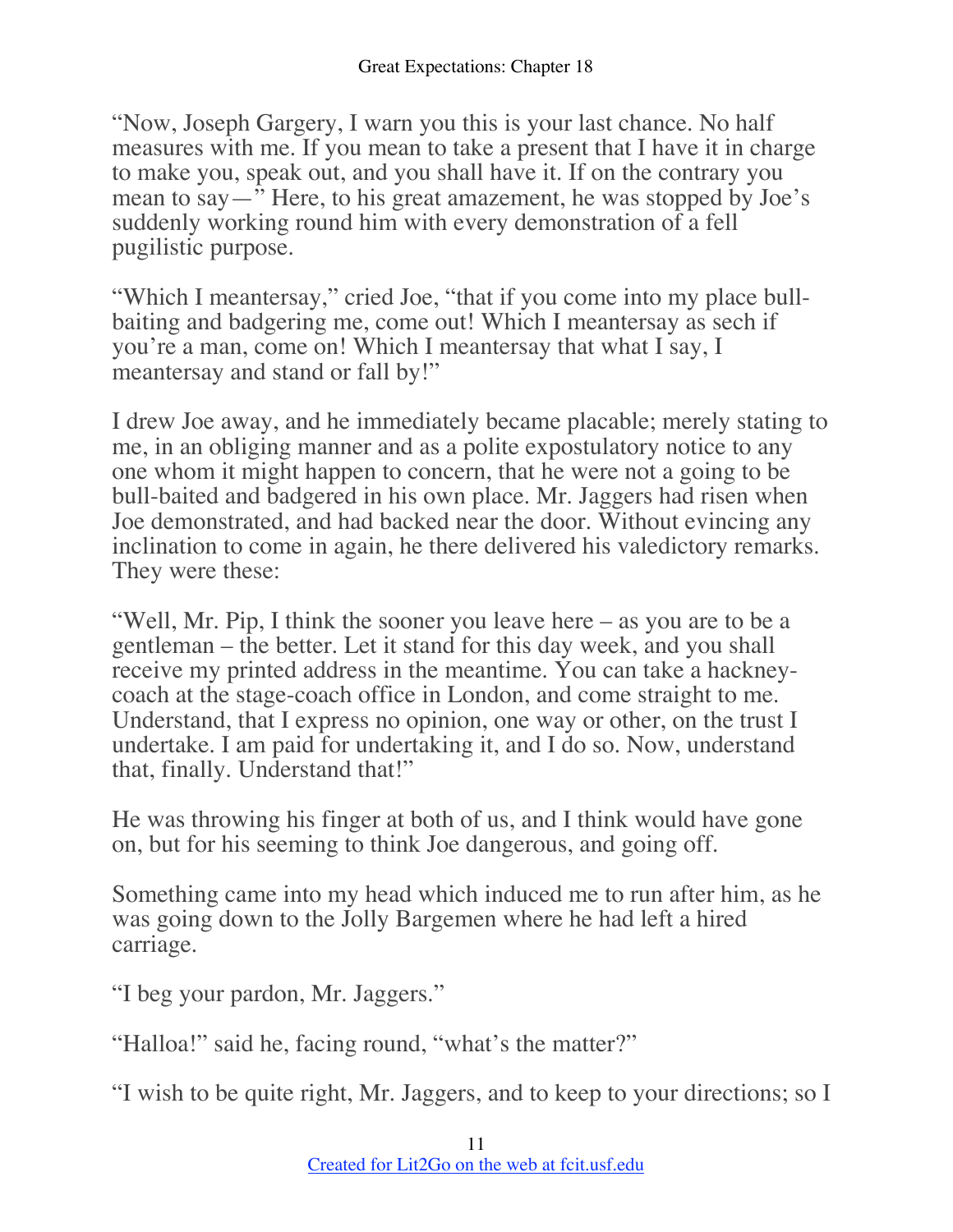"Now, Joseph Gargery, I warn you this is your last chance. No half measures with me. If you mean to take a present that I have it in charge to make you, speak out, and you shall have it. If on the contrary you mean to say—" Here, to his great amazement, he was stopped by Joe's suddenly working round him with every demonstration of a fell pugilistic purpose.

"Which I meantersay," cried Joe, "that if you come into my place bull-baiting and badgering me, come out! Which I meantersay as sech if you're a man, come on! Which I meantersay that what I say, I meantersay and stand or fall by!"

I drew Joe away, and he immediately became placable; merely stating to me, in an obliging manner and as a polite expostulatory notice to any one whom it might happen to concern, that he were not a going to be bull-baited and badgered in his own place. Mr. Jaggers had risen when Joe demonstrated, and had backed near the door. Without evincing any inclination to come in again, he there delivered his valedictory remarks. They were these:

"Well, Mr. Pip, I think the sooner you leave here – as you are to be a gentleman – the better. Let it stand for this day week, and you shall receive my printed address in the meantime. You can take a hackney-coach at the stage-coach office in London, and come straight to me. Understand, that I express no opinion, one way or other, on the trust I undertake. I am paid for undertaking it, and I do so. Now, understand that, finally. Understand that!"

He was throwing his finger at both of us, and I think would have gone on, but for his seeming to think Joe dangerous, and going off.

Something came into my head which induced me to run after him, as he was going down to the Jolly Bargemen where he had left a hired carriage.

"I beg your pardon, Mr. Jaggers."

"Halloa!" said he, facing round, "what's the matter?"

"I wish to be quite right, Mr. Jaggers, and to keep to your directions; so I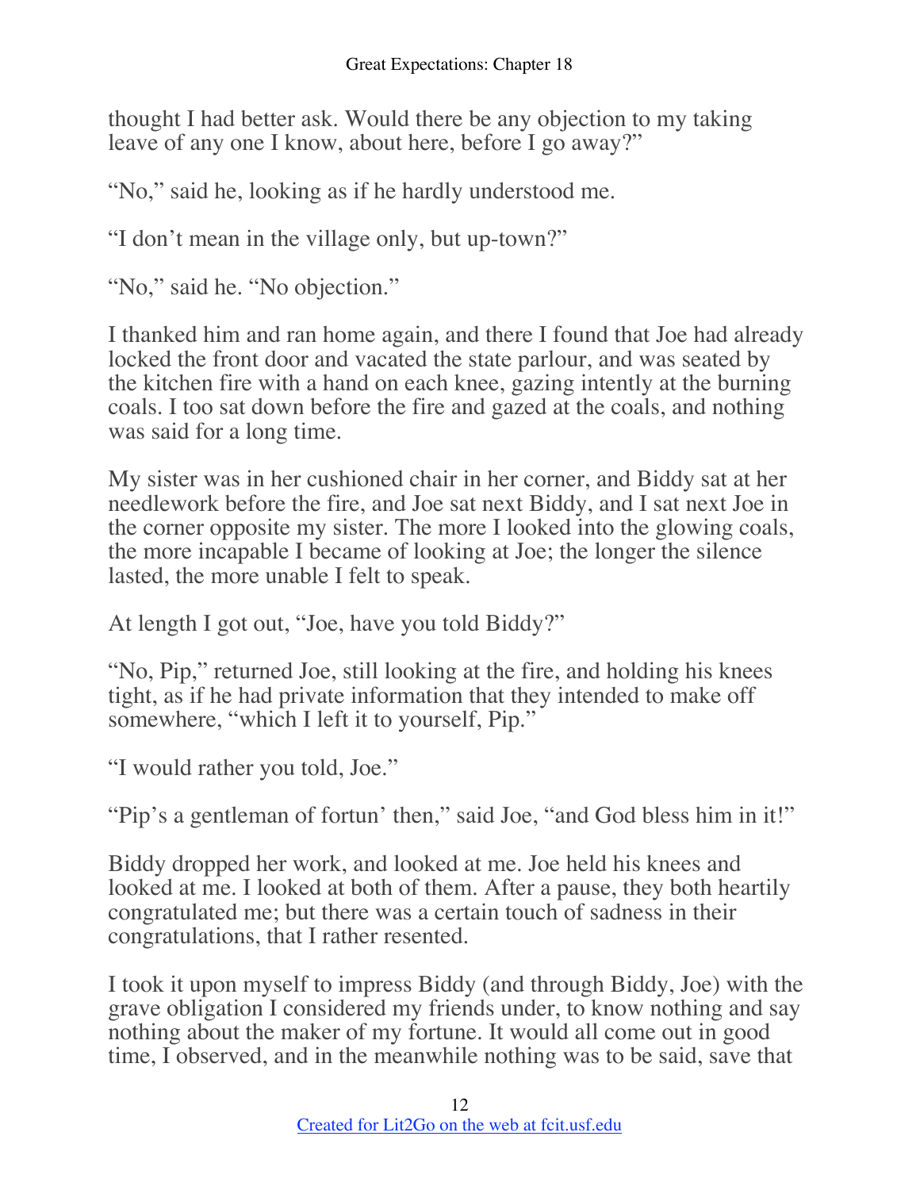thought I had better ask. Would there be any objection to my taking leave of any one I know, about here, before I go away?"

"No," said he, looking as if he hardly understood me.

"I don't mean in the village only, but up-town?"

"No," said he. "No objection."

I thanked him and ran home again, and there I found that Joe had already locked the front door and vacated the state parlour, and was seated by the kitchen fire with a hand on each knee, gazing intently at the burning coals. I too sat down before the fire and gazed at the coals, and nothing was said for a long time.

My sister was in her cushioned chair in her corner, and Biddy sat at her needlework before the fire, and Joe sat next Biddy, and I sat next Joe in the corner opposite my sister. The more I looked into the glowing coals, the more incapable I became of looking at Joe; the longer the silence lasted, the more unable I felt to speak.

At length I got out, "Joe, have you told Biddy?"

"No, Pip," returned Joe, still looking at the fire, and holding his knees tight, as if he had private information that they intended to make off somewhere, "which I left it to yourself, Pip."

"I would rather you told, Joe."

"Pip's a gentleman of fortun' then," said Joe, "and God bless him in it!"

Biddy dropped her work, and looked at me. Joe held his knees and looked at me. I looked at both of them. After a pause, they both heartily congratulated me; but there was a certain touch of sadness in their congratulations, that I rather resented.

I took it upon myself to impress Biddy (and through Biddy, Joe) with the grave obligation I considered my friends under, to know nothing and say nothing about the maker of my fortune. It would all come out in good time, I observed, and in the meanwhile nothing was to be said, save that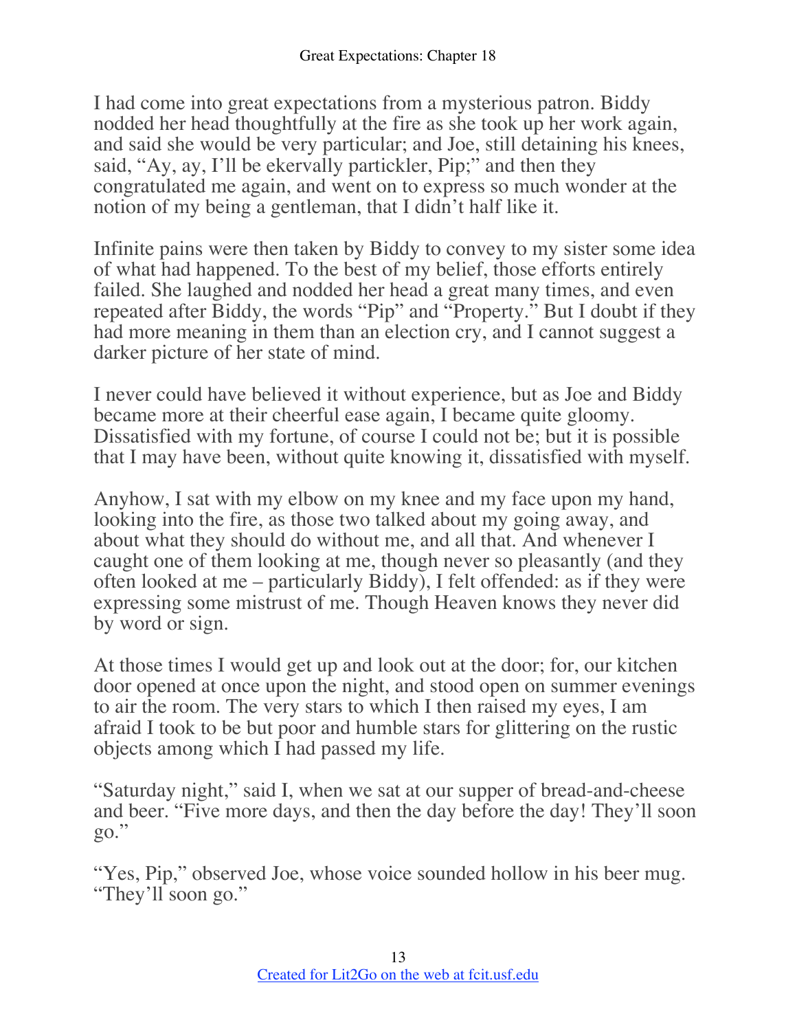I had come into great expectations from a mysterious patron. Biddy nodded her head thoughtfully at the fire as she took up her work again, and said she would be very particular; and Joe, still detaining his knees, said, “Ay, ay, I’ll be ekervally partickler, Pip;” and then they congratulated me again, and went on to express so much wonder at the notion of my being a gentleman, that I didn’t half like it.

Infinite pains were then taken by Biddy to convey to my sister some idea of what had happened. To the best of my belief, those efforts entirely failed. She laughed and nodded her head a great many times, and even repeated after Biddy, the words “Pip” and “Property.” But I doubt if they had more meaning in them than an election cry, and I cannot suggest a darker picture of her state of mind.

I never could have believed it without experience, but as Joe and Biddy became more at their cheerful ease again, I became quite gloomy. Dissatisfied with my fortune, of course I could not be; but it is possible that I may have been, without quite knowing it, dissatisfied with myself.

Anyhow, I sat with my elbow on my knee and my face upon my hand, looking into the fire, as those two talked about my going away, and about what they should do without me, and all that. And whenever I caught one of them looking at me, though never so pleasantly (and they often looked at me – particularly Biddy), I felt offended: as if they were expressing some mistrust of me. Though Heaven knows they never did by word or sign.

At those times I would get up and look out at the door; for, our kitchen door opened at once upon the night, and stood open on summer evenings to air the room. The very stars to which I then raised my eyes, I am afraid I took to be but poor and humble stars for glittering on the rustic objects among which I had passed my life.

“Saturday night,” said I, when we sat at our supper of bread-and-cheese and beer. “Five more days, and then the day before the day! They’ll soon go.”

“Yes, Pip,” observed Joe, whose voice sounded hollow in his beer mug. “They’ll soon go.”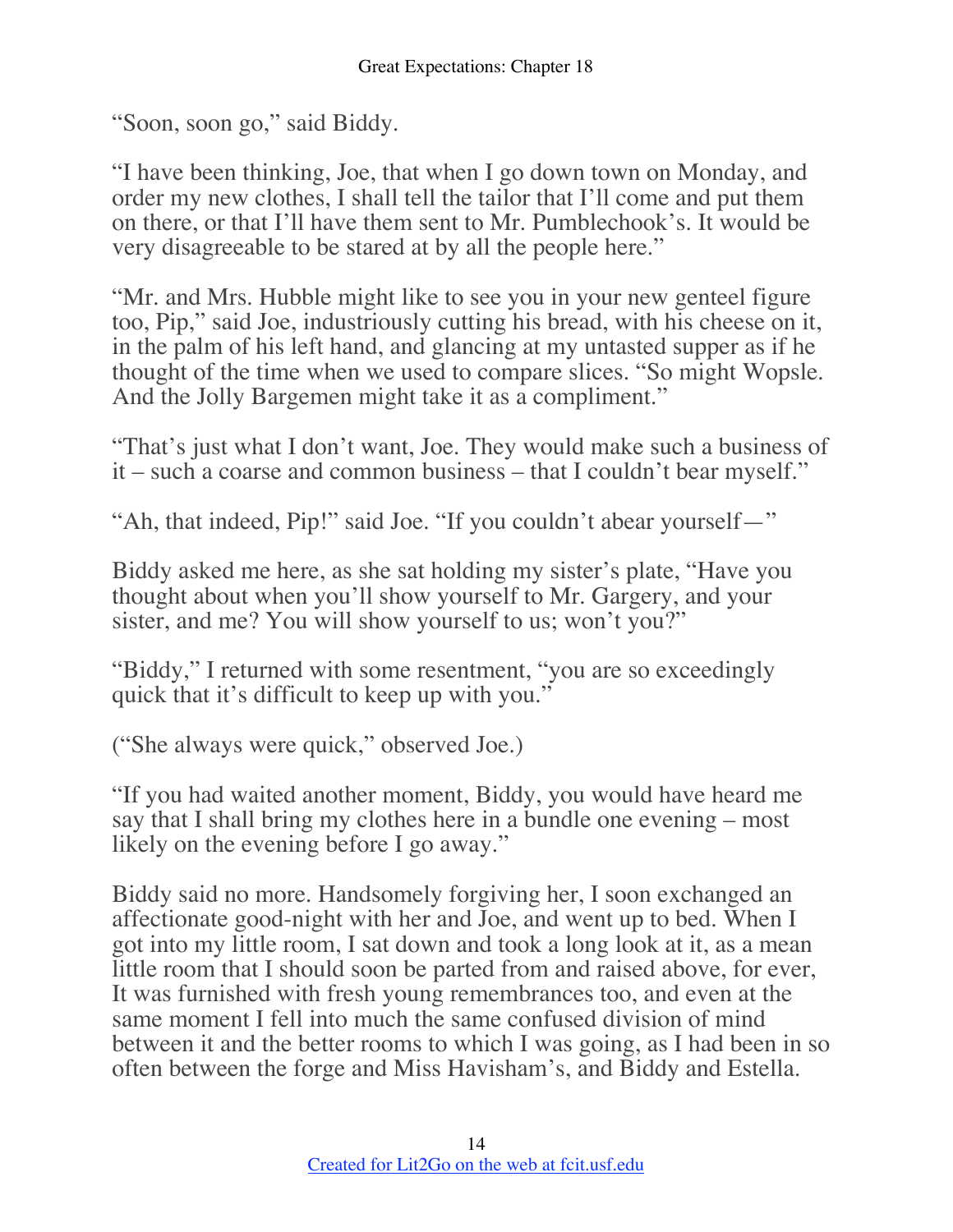"Soon, soon go," said Biddy.

"I have been thinking, Joe, that when I go down town on Monday, and order my new clothes, I shall tell the tailor that I'll come and put them on there, or that I'll have them sent to Mr. Pumblechook's. It would be very disagreeable to be stared at by all the people here."

"Mr. and Mrs. Hubble might like to see you in your new genteel figure too, Pip," said Joe, industriously cutting his bread, with his cheese on it, in the palm of his left hand, and glancing at my untasted supper as if he thought of the time when we used to compare slices. "So might Wopsle. And the Jolly Bargemen might take it as a compliment."

"That's just what I don't want, Joe. They would make such a business of it – such a coarse and common business – that I couldn't bear myself."

"Ah, that indeed, Pip!" said Joe. "If you couldn't abear yourself—"

Biddy asked me here, as she sat holding my sister's plate, "Have you thought about when you'll show yourself to Mr. Gargery, and your sister, and me? You will show yourself to us; won't you?"

"Biddy," I returned with some resentment, "you are so exceedingly quick that it's difficult to keep up with you."

("She always were quick," observed Joe.)

"If you had waited another moment, Biddy, you would have heard me say that I shall bring my clothes here in a bundle one evening – most likely on the evening before I go away."

Biddy said no more. Handsomely forgiving her, I soon exchanged an affectionate good-night with her and Joe, and went up to bed. When I got into my little room, I sat down and took a long look at it, as a mean little room that I should soon be parted from and raised above, for ever, It was furnished with fresh young remembrances too, and even at the same moment I fell into much the same confused division of mind between it and the better rooms to which I was going, as I had been in so often between the forge and Miss Havisham's, and Biddy and Estella.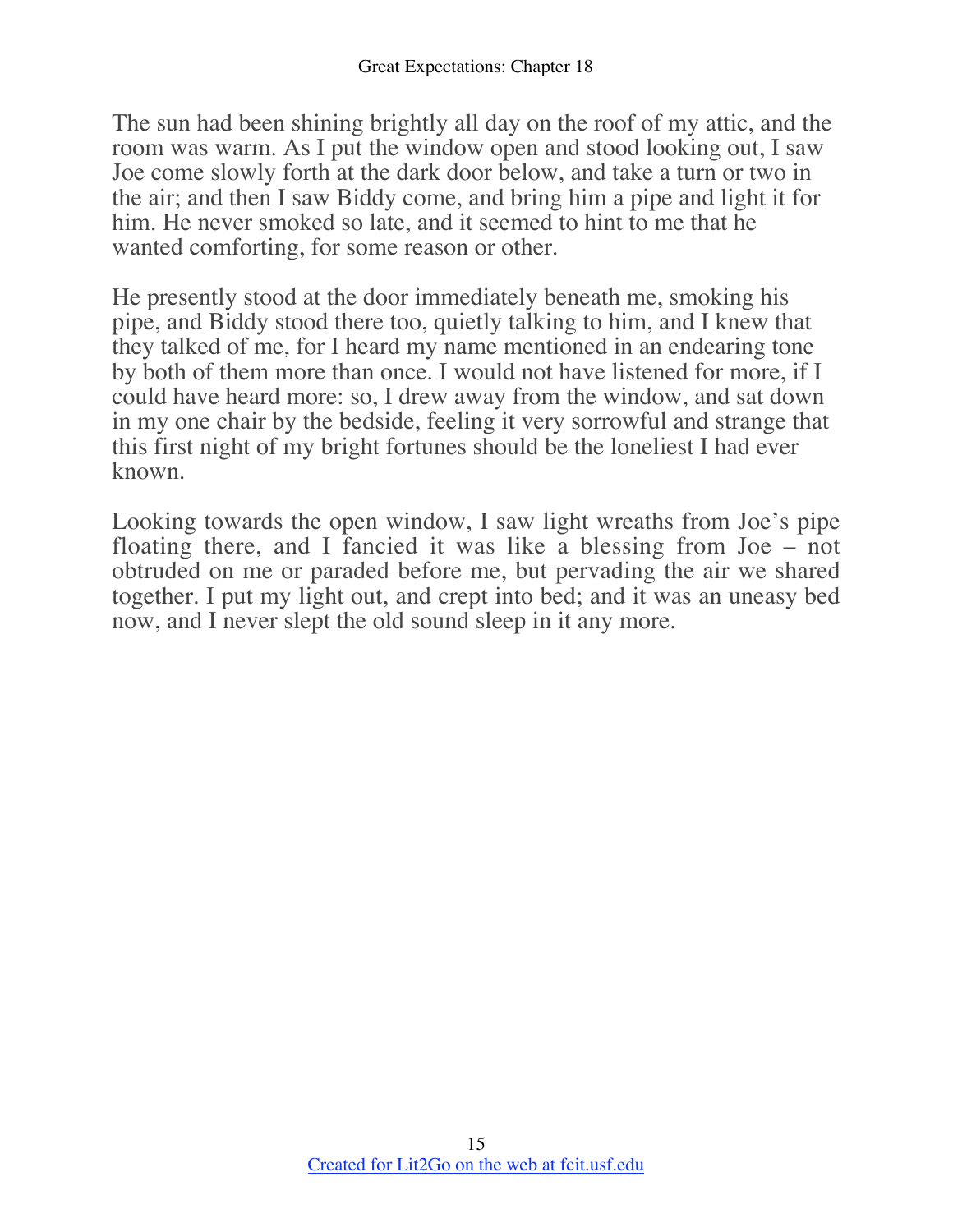The sun had been shining brightly all day on the roof of my attic, and the room was warm. As I put the window open and stood looking out, I saw Joe come slowly forth at the dark door below, and take a turn or two in the air; and then I saw Biddy come, and bring him a pipe and light it for him. He never smoked so late, and it seemed to hint to me that he wanted comforting, for some reason or other.

He presently stood at the door immediately beneath me, smoking his pipe, and Biddy stood there too, quietly talking to him, and I knew that they talked of me, for I heard my name mentioned in an endearing tone by both of them more than once. I would not have listened for more, if I could have heard more: so, I drew away from the window, and sat down in my one chair by the bedside, feeling it very sorrowful and strange that this first night of my bright fortunes should be the loneliest I had ever known.

Looking towards the open window, I saw light wreaths from Joe's pipe floating there, and I fancied it was like a blessing from Joe – not obtruded on me or paraded before me, but pervading the air we shared together. I put my light out, and crept into bed; and it was an uneasy bed now, and I never slept the old sound sleep in it any more.